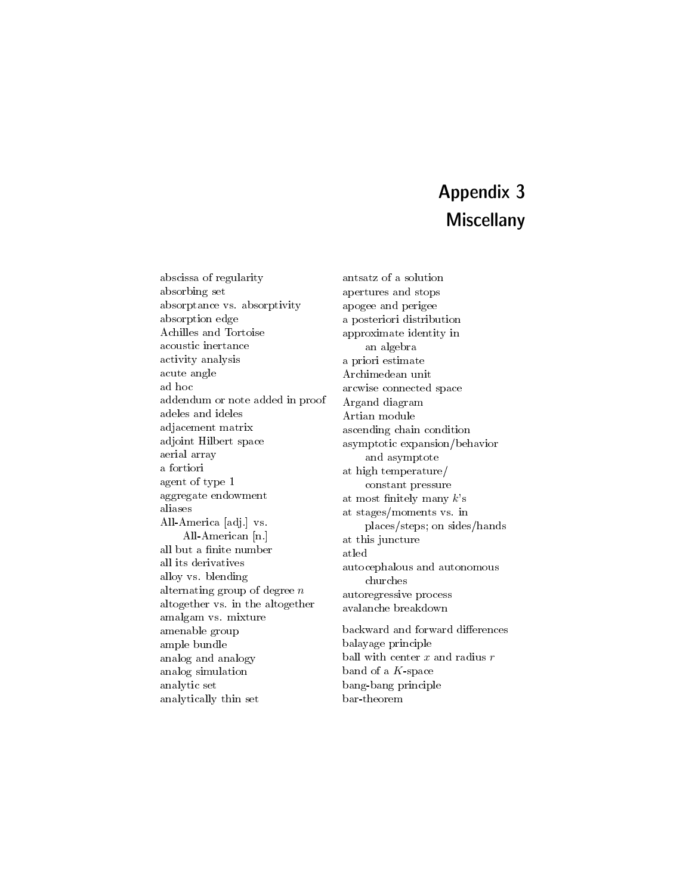# Appendix 3
# Miscellany

abscissa of regularity
absorbing set
absorptance vs. absorptivity
absorption edge
Achilles and Tortoise
acoustic inertance
activity analysis
acute angle
ad hoc
addendum or note added in proof
adeles and ideles
adjacement matrix
adjoint Hilbert space
aerial array
a fortiori
agent of type 1
aggregate endowment
aliases
All-America [adj.] vs. All-American [n.]
all but a finite number
all its derivatives
alloy vs. blending
alternating group of degree $n$
altogether vs. in the altogether
amalgam vs. mixture
amenable group
ample bundle
analog and analogy
analog simulation
analytic set
analytically thin set
antsatz of a solution
apertures and stops
apogee and perigee
a posteriori distribution
approximate identity in an algebra
a priori estimate
Archimedean unit
arcwise connected space
Argand diagram
Artian module
ascending chain condition
asymptotic expansion/behavior and asymptote
at high temperature/ constant pressure
at most finitely many $k$'s
at stages/moments vs. in places/steps; on sides/hands
at this juncture
atled
autocephalous and autonomous churches
autoregressive process
avalanche breakdown

backward and forward differences
balayage principle
ball with center $x$ and radius $r$
band of a $K$-space
bang-bang principle
bar-theorem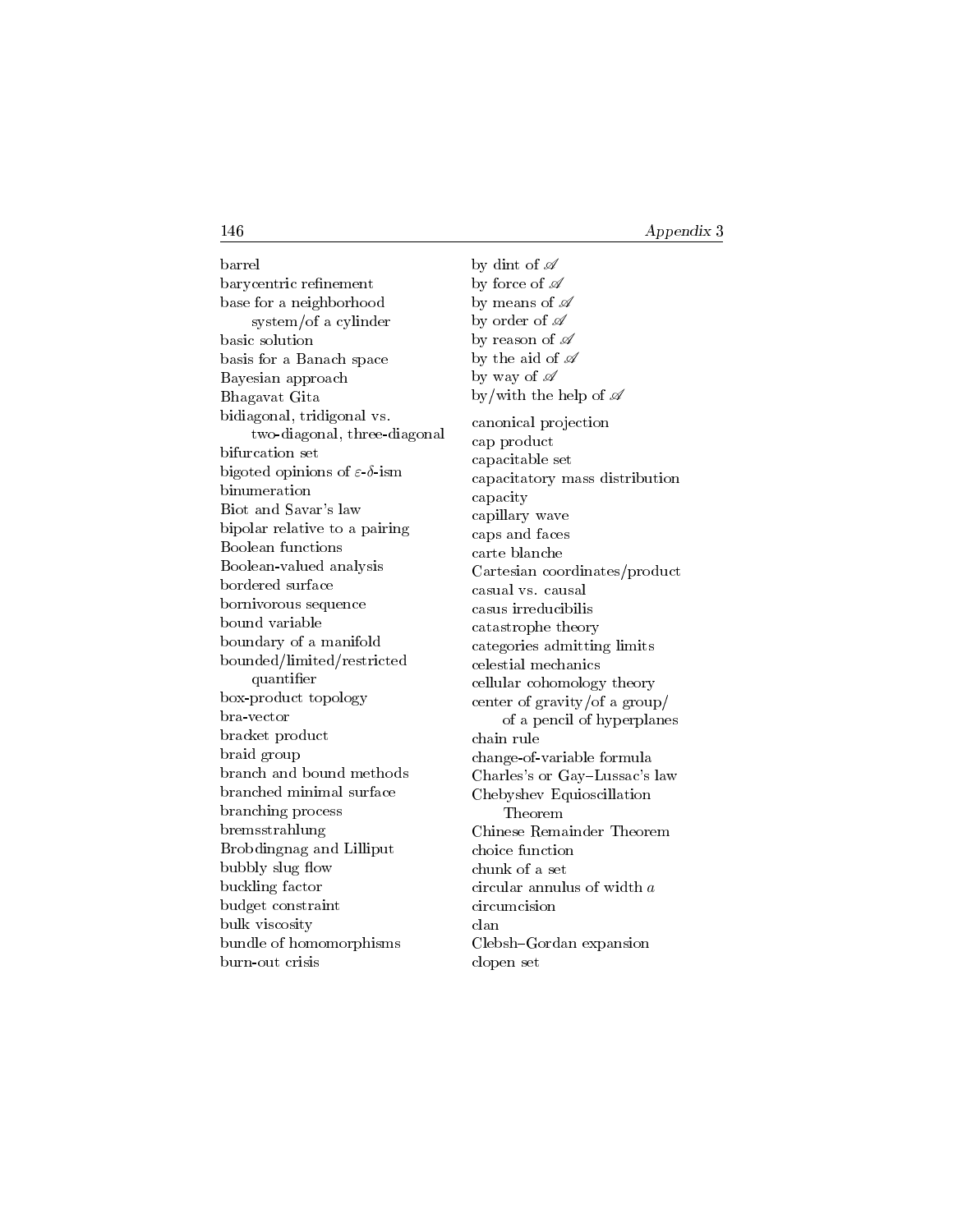barrel
barycentric refinement
base for a neighborhood system/of a cylinder
basic solution
basis for a Banach space
Bayesian approach
Bhagavat Gita
bidiagonal, tridigonal vs. two-diagonal, three-diagonal
bifurcation set
bigoted opinions of $\varepsilon$-$\delta$-ism
binumeration
Biot and Savar's law
bipolar relative to a pairing
Boolean functions
Boolean-valued analysis
bordered surface
bornivorous sequence
bound variable
boundary of a manifold
bounded/limited/restricted quantifier
box-product topology
bra-vector
bracket product
braid group
branch and bound methods
branched minimal surface
branching process
bremsstrahlung
Brobdingnag and Lilliput
bubbly slug flow
buckling factor
budget constraint
bulk viscosity
bundle of homomorphisms
burn-out crisis
by dint of $\mathscr{A}$
by force of $\mathscr{A}$
by means of $\mathscr{A}$
by order of $\mathscr{A}$
by reason of $\mathscr{A}$
by the aid of $\mathscr{A}$
by way of $\mathscr{A}$
by/with the help of $\mathscr{A}$

canonical projection
cap product
capacitable set
capacitatory mass distribution
capacity
capillary wave
caps and faces
carte blanche
Cartesian coordinates/product
casual vs. causal
casus irreducibilis
catastrophe theory
categories admitting limits
celestial mechanics
cellular cohomology theory
center of gravity/of a group/of a pencil of hyperplanes
chain rule
change-of-variable formula
Charles's or Gay–Lussac's law
Chebyshev Equioscillation Theorem
Chinese Remainder Theorem
choice function
chunk of a set
circular annulus of width $a$
circumcision
clan
Clebsh–Gordan expansion
clopen set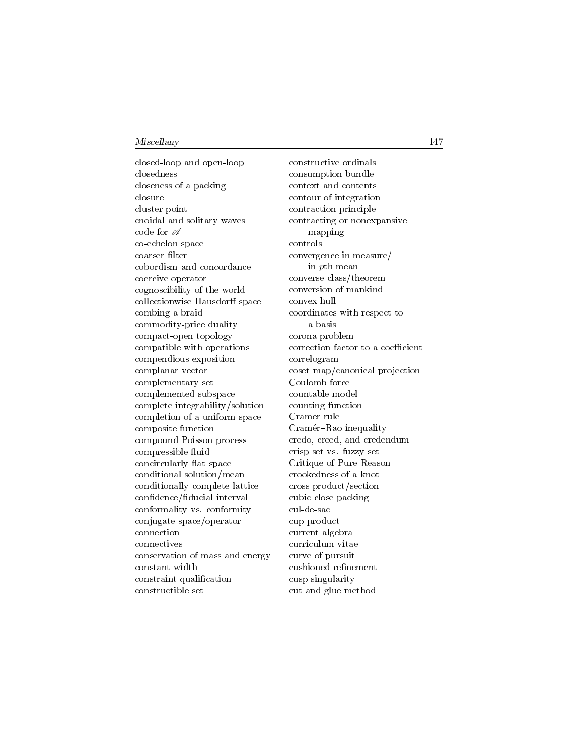closed-loop and open-loop
closedness
closeness of a packing
closure
cluster point
cnoidal and solitary waves
code for $\mathscr{A}$
co-echelon space
coarser filter
cobordism and concordance
coercive operator
cognoscibility of the world
collectionwise Hausdorff space
combing a braid
commodity-price duality
compact-open topology
compatible with operations
compendious exposition
complanar vector
complementary set
complemented subspace
complete integrability/solution
completion of a uniform space
composite function
compound Poisson process
compressible fluid
concircularly flat space
conditional solution/mean
conditionally complete lattice
confidence/fiducial interval
conformality vs. conformity
conjugate space/operator
connection
connectives
conservation of mass and energy
constant width
constraint qualification
constructible set
constructive ordinals
consumption bundle
context and contents
contour of integration
contraction principle
contracting or nonexpansive mapping
controls
convergence in measure/in $p$th mean
converse class/theorem
conversion of mankind
convex hull
coordinates with respect to a basis
corona problem
correction factor to a coefficient
correlogram
coset map/canonical projection
Coulomb force
countable model
counting function
Cramer rule
Cramér–Rao inequality
credo, creed, and credendum
crisp set vs. fuzzy set
Critique of Pure Reason
crookedness of a knot
cross product/section
cubic close packing
cul-de-sac
cup product
current algebra
curriculum vitae
curve of pursuit
cushioned refinement
cusp singularity
cut and glue method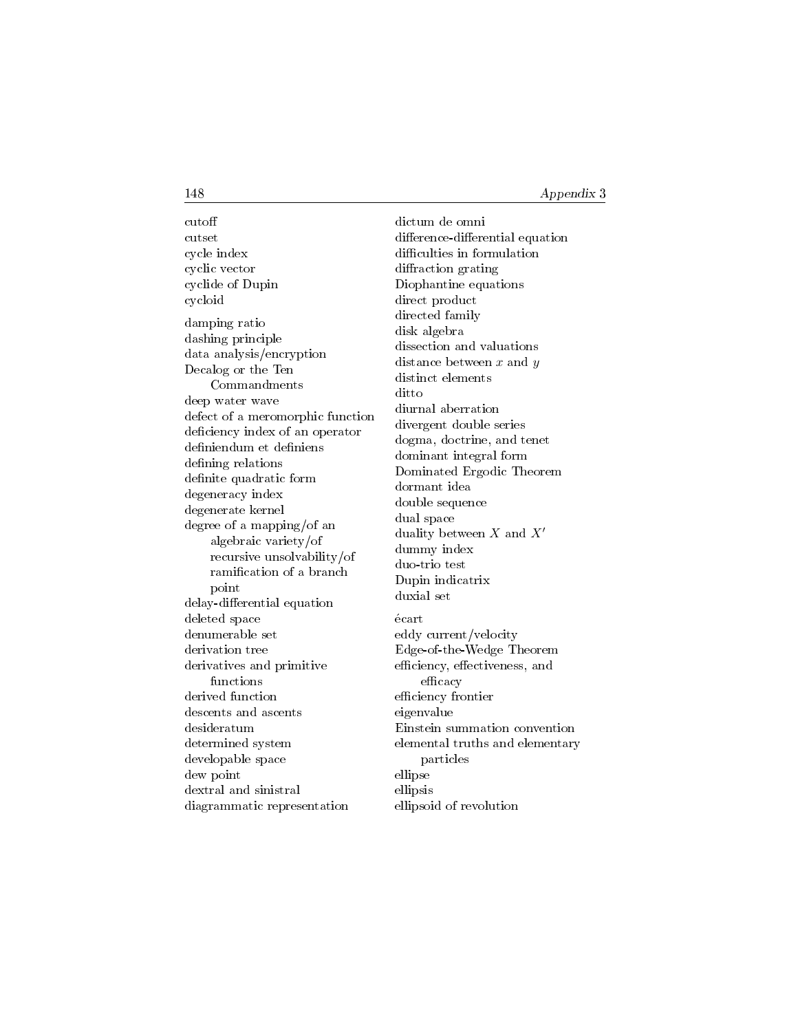cutoff
cutset
cycle index
cyclic vector
cyclide of Dupin
cycloid

damping ratio
dashing principle
data analysis/encryption
Decalog or the Ten Commandments
deep water wave
defect of a meromorphic function
deficiency index of an operator
definiendum et definiens
defining relations
definite quadratic form
degeneracy index
degenerate kernel
degree of a mapping/of an algebraic variety/of recursive unsolvability/of ramification of a branch point
delay-differential equation
deleted space
denumerable set
derivation tree
derivatives and primitive functions
derived function
descents and ascents
desideratum
determined system
developable space
dew point
dextral and sinistral
diagrammatic representation
dictum de omni
difference-differential equation
difficulties in formulation
diffraction grating
Diophantine equations
direct product
directed family
disk algebra
dissection and valuations
distance between $x$ and $y$
distinct elements
ditto
diurnal aberration
divergent double series
dogma, doctrine, and tenet
dominant integral form
Dominated Ergodic Theorem
dormant idea
double sequence
dual space
duality between $X$ and $X'$
dummy index
duo-trio test
Dupin indicatrix
duxial set

écart
eddy current/velocity
Edge-of-the-Wedge Theorem
efficiency, effectiveness, and efficacy
efficiency frontier
eigenvalue
Einstein summation convention
elemental truths and elementary particles
ellipse
ellipsis
ellipsoid of revolution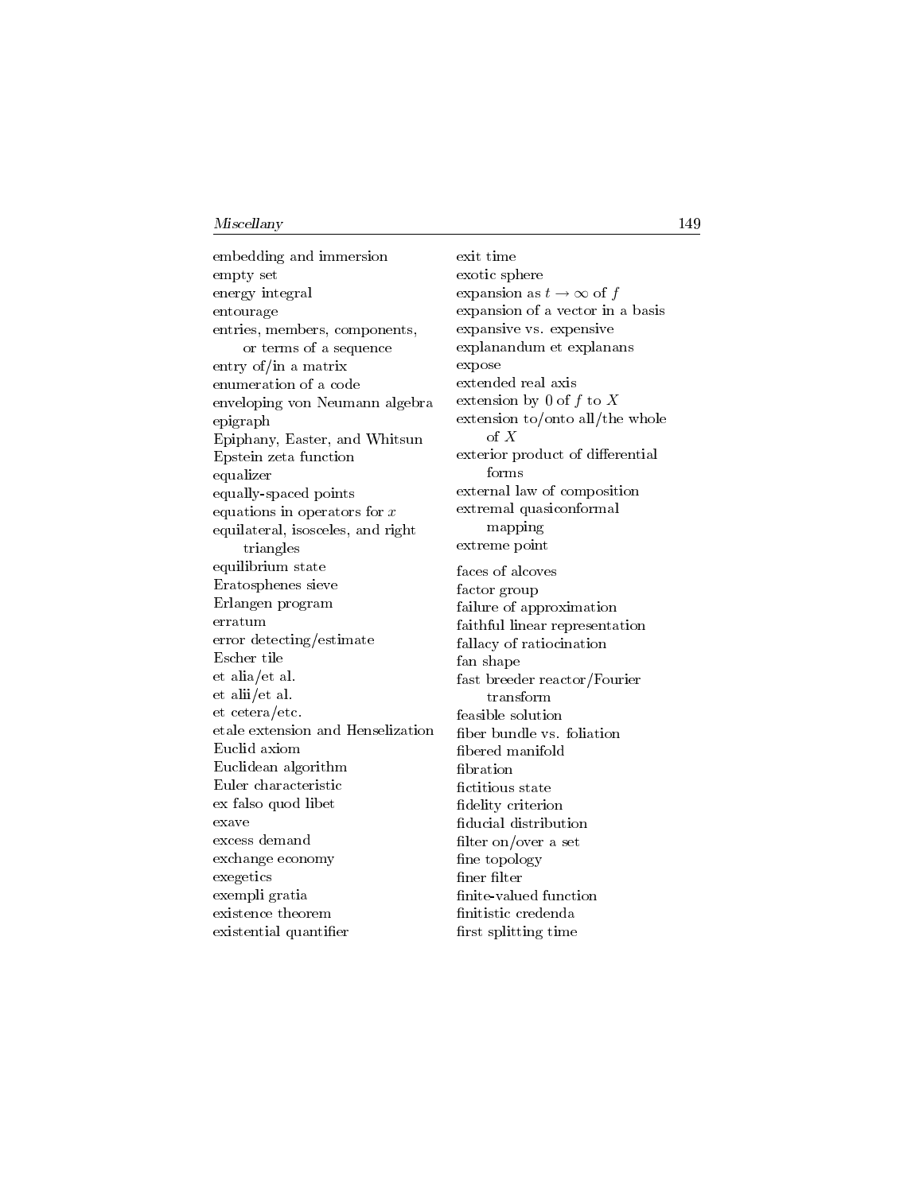embedding and immersion
empty set
energy integral
entourage
entries, members, components, or terms of a sequence
entry of/in a matrix
enumeration of a code
enveloping von Neumann algebra
epigraph
Epiphany, Easter, and Whitsun
Epstein zeta function
equalizer
equally-spaced points
equations in operators for $x$
equilateral, isosceles, and right triangles
equilibrium state
Eratosphenes sieve
Erlangen program
erratum
error detecting/estimate
Escher tile
et alia/et al.
et alii/et al.
et cetera/etc.
etale extension and Henselization
Euclid axiom
Euclidean algorithm
Euler characteristic
ex falso quod libet
exave
excess demand
exchange economy
exegetics
exempli gratia
existence theorem
existential quantifier
exit time
exotic sphere
expansion as $t \to \infty$ of $f$
expansion of a vector in a basis
expansive vs. expensive
explanandum et explanans
expose
extended real axis
extension by 0 of $f$ to $X$
extension to/onto all/the whole of $X$
exterior product of differential forms
external law of composition
extremal quasiconformal mapping
extreme point

faces of alcoves
factor group
failure of approximation
faithful linear representation
fallacy of ratiocination
fan shape
fast breeder reactor/Fourier transform
feasible solution
fiber bundle vs. foliation
fibered manifold
fibration
fictitious state
fidelity criterion
fiducial distribution
filter on/over a set
fine topology
finer filter
finite-valued function
finitistic credenda
first splitting time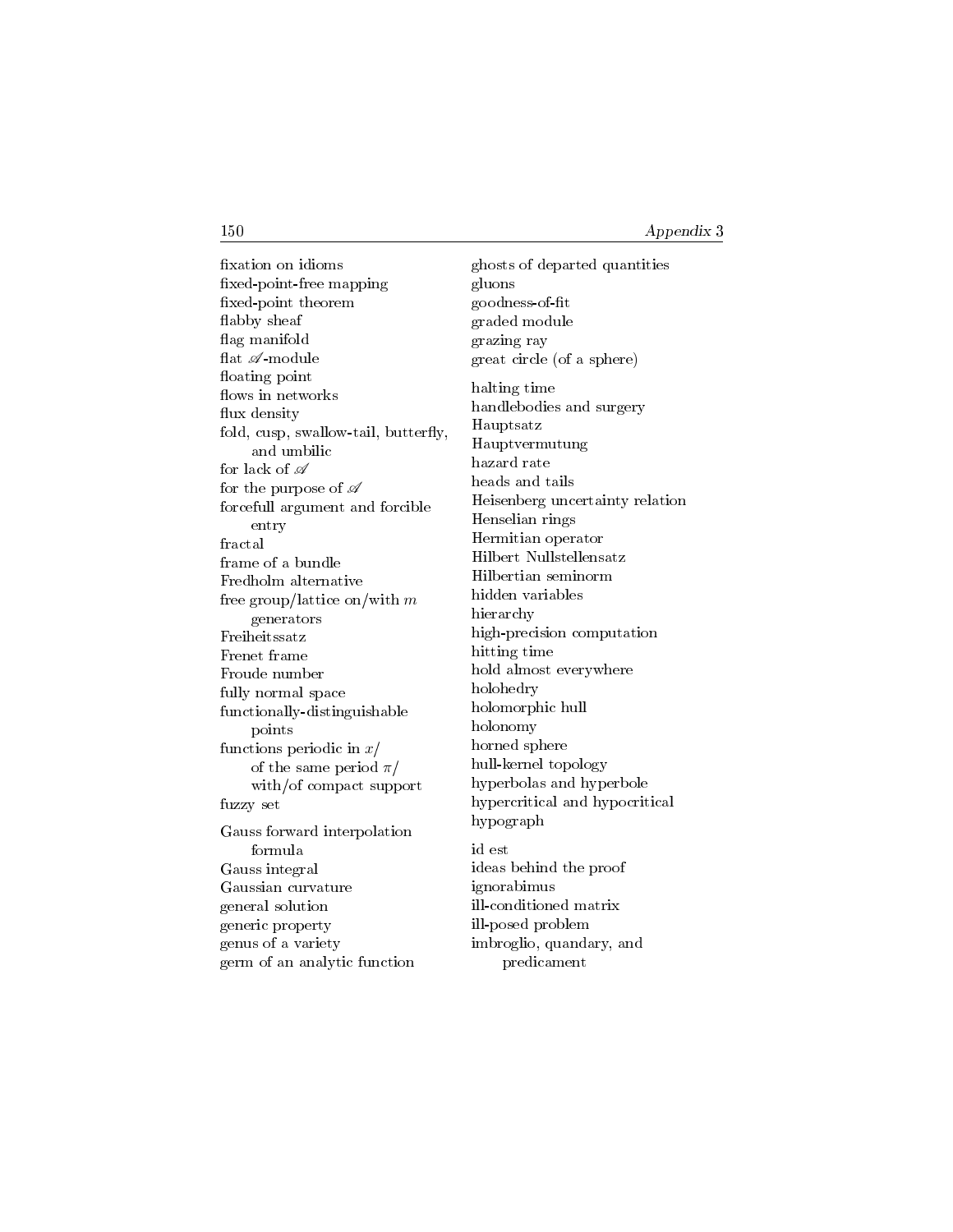fixation on idioms
fixed-point-free mapping
fixed-point theorem
flabby sheaf
flag manifold
flat $\mathscr{A}$-module
floating point
flows in networks
flux density
fold, cusp, swallow-tail, butterfly, and umbilic
for lack of $\mathscr{A}$
for the purpose of $\mathscr{A}$
forcefull argument and forcible entry
fractal
frame of a bundle
Fredholm alternative
free group/lattice on/with $m$ generators
Freiheitssatz
Frenet frame
Froude number
fully normal space
functionally-distinguishable points
functions periodic in $x$/ of the same period $\pi$/ with/of compact support
fuzzy set

Gauss forward interpolation formula
Gauss integral
Gaussian curvature
general solution
generic property
genus of a variety
germ of an analytic function
ghosts of departed quantities
gluons
goodness-of-fit
graded module
grazing ray
great circle (of a sphere)

halting time
handlebodies and surgery
Hauptsatz
Hauptvermutung
hazard rate
heads and tails
Heisenberg uncertainty relation
Henselian rings
Hermitian operator
Hilbert Nullstellensatz
Hilbertian seminorm
hidden variables
hierarchy
high-precision computation
hitting time
hold almost everywhere
holohedry
holomorphic hull
holonomy
horned sphere
hull-kernel topology
hyperbolas and hyperbole
hypercritical and hypocritical
hypograph

id est
ideas behind the proof
ignorabimus
ill-conditioned matrix
ill-posed problem
imbroglio, quandary, and predicament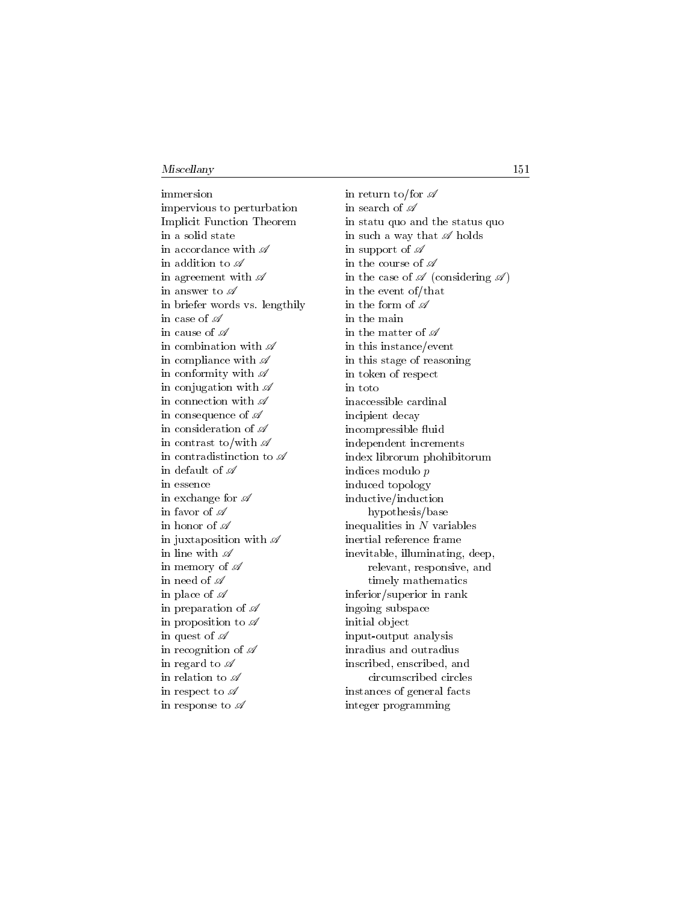immersion
impervious to perturbation
Implicit Function Theorem
in a solid state
in accordance with $\mathscr{A}$
in addition to $\mathscr{A}$
in agreement with $\mathscr{A}$
in answer to $\mathscr{A}$
in briefer words vs. lengthily
in case of $\mathscr{A}$
in cause of $\mathscr{A}$
in combination with $\mathscr{A}$
in compliance with $\mathscr{A}$
in conformity with $\mathscr{A}$
in conjugation with $\mathscr{A}$
in connection with $\mathscr{A}$
in consequence of $\mathscr{A}$
in consideration of $\mathscr{A}$
in contrast to/with $\mathscr{A}$
in contradistinction to $\mathscr{A}$
in default of $\mathscr{A}$
in essence
in exchange for $\mathscr{A}$
in favor of $\mathscr{A}$
in honor of $\mathscr{A}$
in juxtaposition with $\mathscr{A}$
in line with $\mathscr{A}$
in memory of $\mathscr{A}$
in need of $\mathscr{A}$
in place of $\mathscr{A}$
in preparation of $\mathscr{A}$
in proposition to $\mathscr{A}$
in quest of $\mathscr{A}$
in recognition of $\mathscr{A}$
in regard to $\mathscr{A}$
in relation to $\mathscr{A}$
in respect to $\mathscr{A}$
in response to $\mathscr{A}$
in return to/for $\mathscr{A}$
in search of $\mathscr{A}$
in statu quo and the status quo
in such a way that $\mathscr{A}$ holds
in support of $\mathscr{A}$
in the course of $\mathscr{A}$
in the case of $\mathscr{A}$ (considering $\mathscr{A}$)
in the event of/that
in the form of $\mathscr{A}$
in the main
in the matter of $\mathscr{A}$
in this instance/event
in this stage of reasoning
in token of respect
in toto
inaccessible cardinal
incipient decay
incompressible fluid
independent increments
index librorum phohibitorum
indices modulo $p$
induced topology
inductive/induction hypothesis/base
inequalities in $N$ variables
inertial reference frame
inevitable, illuminating, deep, relevant, responsive, and timely mathematics
inferior/superior in rank
ingoing subspace
initial object
input-output analysis
inradius and outradius
inscribed, enscribed, and circumscribed circles
instances of general facts
integer programming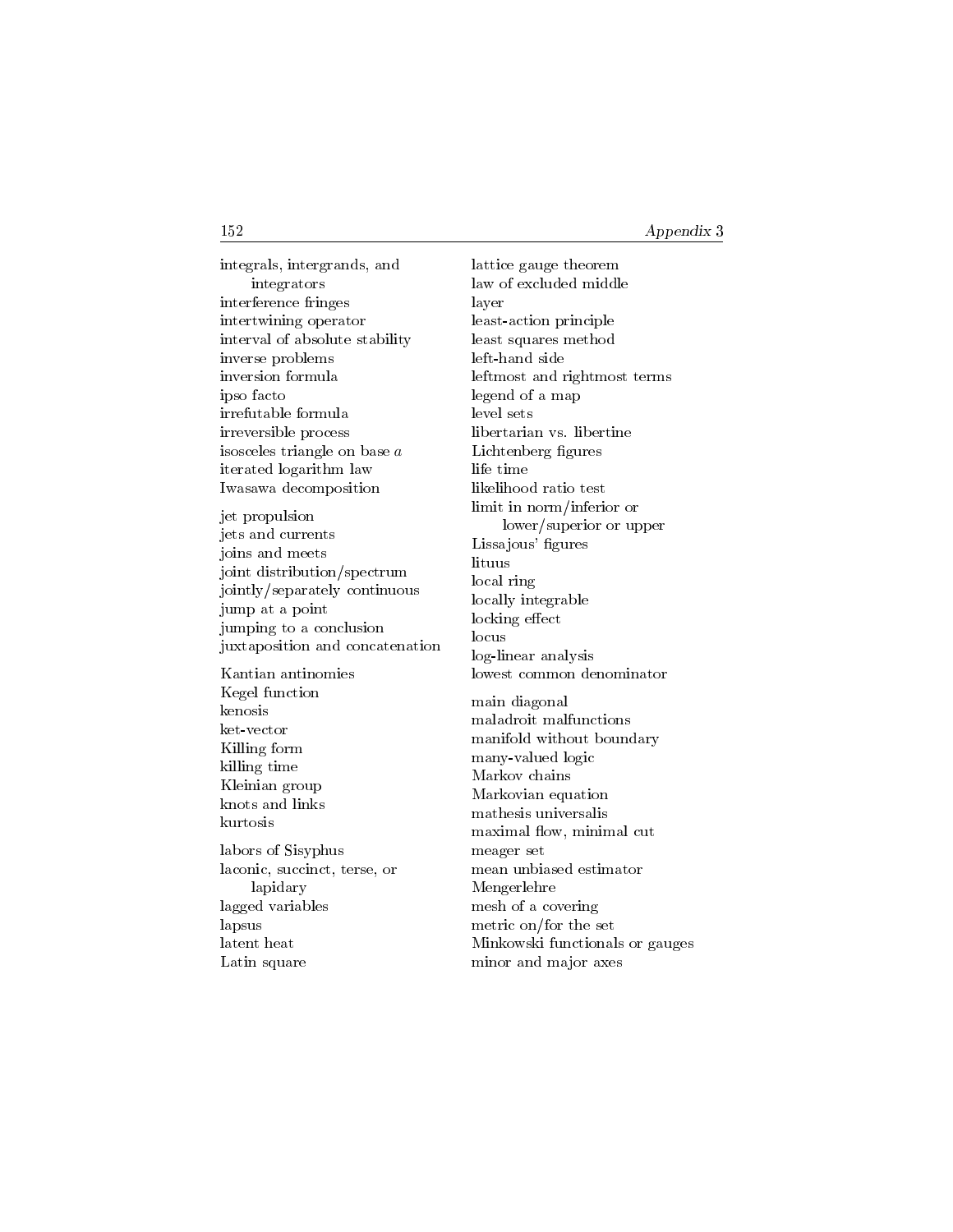integrals, intergrands, and integrators
interference fringes
intertwining operator
interval of absolute stability
inverse problems
inversion formula
ipso facto
irrefutable formula
irreversible process
isosceles triangle on base $a$
iterated logarithm law
Iwasawa decomposition

jet propulsion
jets and currents
joins and meets
joint distribution/spectrum
jointly/separately continuous
jump at a point
jumping to a conclusion
juxtaposition and concatenation

Kantian antinomies
Kegel function
kenosis
ket-vector
Killing form
killing time
Kleinian group
knots and links
kurtosis

labors of Sisyphus
laconic, succinct, terse, or lapidary
lagged variables
lapsus
latent heat
Latin square
lattice gauge theorem
law of excluded middle
layer
least-action principle
least squares method
left-hand side
leftmost and rightmost terms
legend of a map
level sets
libertarian vs. libertine
Lichtenberg figures
life time
likelihood ratio test
limit in norm/inferior or lower/superior or upper
Lissajous' figures
lituus
local ring
locally integrable
locking effect
locus
log-linear analysis
lowest common denominator

main diagonal
maladroit malfunctions
manifold without boundary
many-valued logic
Markov chains
Markovian equation
mathesis universalis
maximal flow, minimal cut
meager set
mean unbiased estimator
Mengerlehre
mesh of a covering
metric on/for the set
Minkowski functionals or gauges
minor and major axes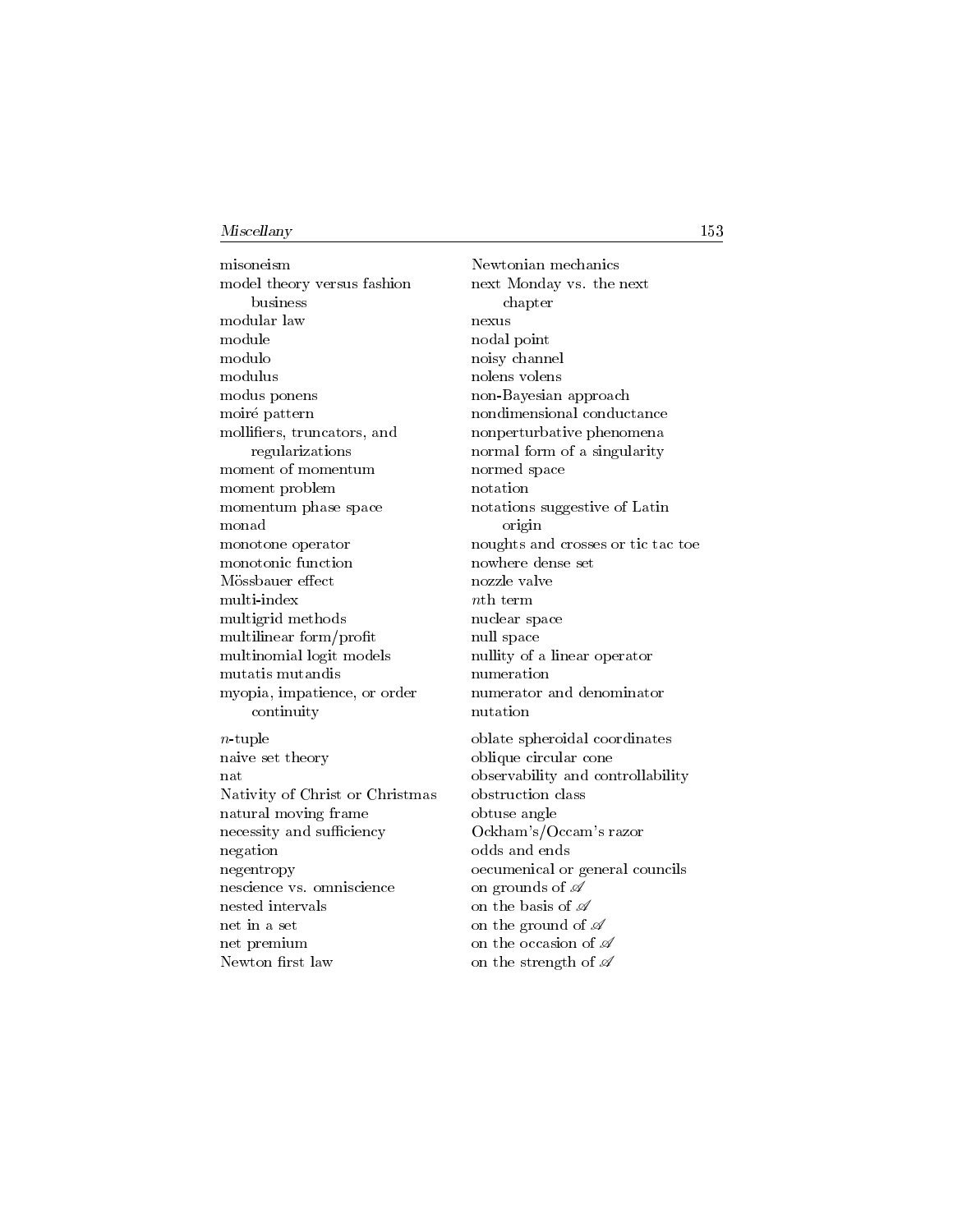misoneism
model theory versus fashion business
modular law
module
modulo
modulus
modus ponens
moiré pattern
mollifiers, truncators, and regularizations
moment of momentum
moment problem
momentum phase space
monad
monotone operator
monotonic function
Mössbauer effect
multi-index
multigrid methods
multilinear form/profit
multinomial logit models
mutatis mutandis
myopia, impatience, or order continuity

$n$-tuple
naive set theory
nat
Nativity of Christ or Christmas
natural moving frame
necessity and sufficiency
negation
negentropy
nescience vs. omniscience
nested intervals
net in a set
net premium
Newton first law
Newtonian mechanics
next Monday vs. the next chapter
nexus
nodal point
noisy channel
nolens volens
non-Bayesian approach
nondimensional conductance
nonperturbative phenomena
normal form of a singularity
normed space
notation
notations suggestive of Latin origin
noughts and crosses or tic tac toe
nowhere dense set
nozzle valve
$n$th term
nuclear space
null space
nullity of a linear operator
numeration
numerator and denominator
nutation

oblate spheroidal coordinates
oblique circular cone
observability and controllability
obstruction class
obtuse angle
Ockham's/Occam's razor
odds and ends
oecumenical or general councils
on grounds of $\mathscr{A}$
on the basis of $\mathscr{A}$
on the ground of $\mathscr{A}$
on the occasion of $\mathscr{A}$
on the strength of $\mathscr{A}$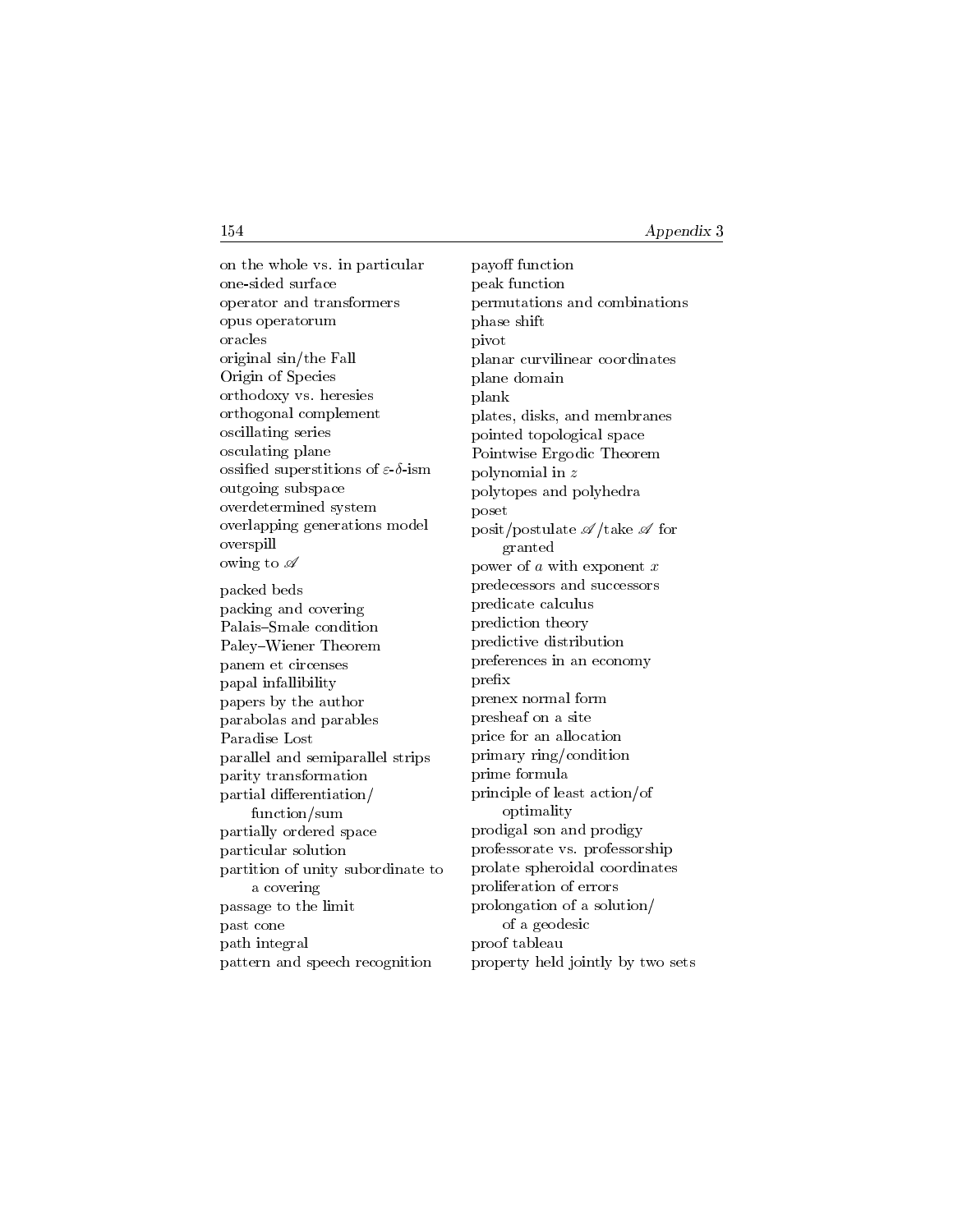on the whole vs. in particular
one-sided surface
operator and transformers
opus operatorum
oracles
original sin/the Fall
Origin of Species
orthodoxy vs. heresies
orthogonal complement
oscillating series
osculating plane
ossified superstitions of $\varepsilon$-$\delta$-ism
outgoing subspace
overdetermined system
overlapping generations model
overspill
owing to $\mathscr{A}$

packed beds
packing and covering
Palais–Smale condition
Paley–Wiener Theorem
panem et circenses
papal infallibility
papers by the author
parabolas and parables
Paradise Lost
parallel and semiparallel strips
parity transformation
partial differentiation/function/sum
partially ordered space
particular solution
partition of unity subordinate to a covering
passage to the limit
past cone
path integral
pattern and speech recognition
payoff function
peak function
permutations and combinations
phase shift
pivot
planar curvilinear coordinates
plane domain
plank
plates, disks, and membranes
pointed topological space
Pointwise Ergodic Theorem
polynomial in $z$
polytopes and polyhedra
poset
posit/postulate $\mathscr{A}$/take $\mathscr{A}$ for granted
power of $a$ with exponent $x$
predecessors and successors
predicate calculus
prediction theory
predictive distribution
preferences in an economy
prefix
prenex normal form
presheaf on a site
price for an allocation
primary ring/condition
prime formula
principle of least action/of optimality
prodigal son and prodigy
professorate vs. professorship
prolate spheroidal coordinates
proliferation of errors
prolongation of a solution/of a geodesic
proof tableau
property held jointly by two sets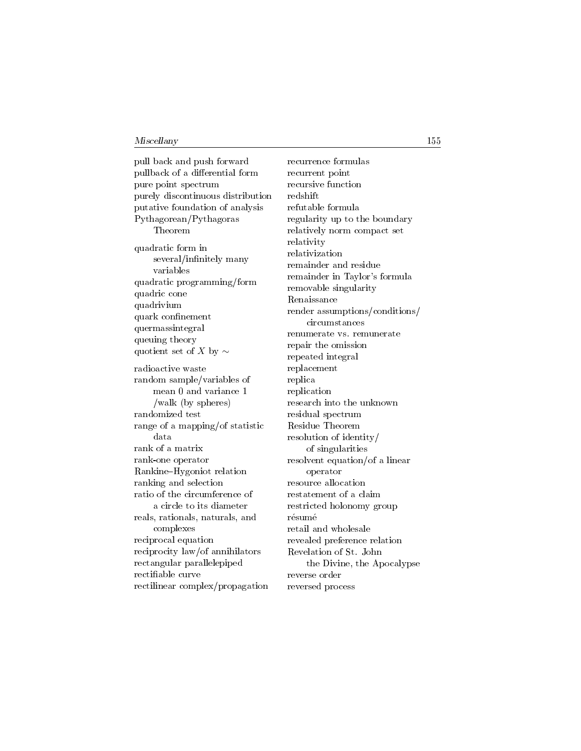pull back and push forward
pullback of a differential form
pure point spectrum
purely discontinuous distribution
putative foundation of analysis
Pythagorean/Pythagoras
  Theorem

quadratic form in
  several/infinitely many
  variables
quadratic programming/form
quadric cone
quadrivium
quark confinement
quermassintegral
queuing theory
quotient set of $X$ by $\sim$

radioactive waste
random sample/variables of
  mean 0 and variance 1
  /walk (by spheres)
randomized test
range of a mapping/of statistic
  data
rank of a matrix
rank-one operator
Rankine–Hygoniot relation
ranking and selection
ratio of the circumference of
  a circle to its diameter
reals, rationals, naturals, and
  complexes
reciprocal equation
reciprocity law/of annihilators
rectangular parallelepiped
rectifiable curve
rectilinear complex/propagation
recurrence formulas
recurrent point
recursive function
redshift
refutable formula
regularity up to the boundary
relatively norm compact set
relativity
relativization
remainder and residue
remainder in Taylor's formula
removable singularity
Renaissance
render assumptions/conditions/
  circumstances
renumerate vs. remunerate
repair the omission
repeated integral
replacement
replica
replication
research into the unknown
residual spectrum
Residue Theorem
resolution of identity/
  of singularities
resolvent equation/of a linear
  operator
resource allocation
restatement of a claim
restricted holonomy group
résumé
retail and wholesale
revealed preference relation
Revelation of St. John
  the Divine, the Apocalypse
reverse order
reversed process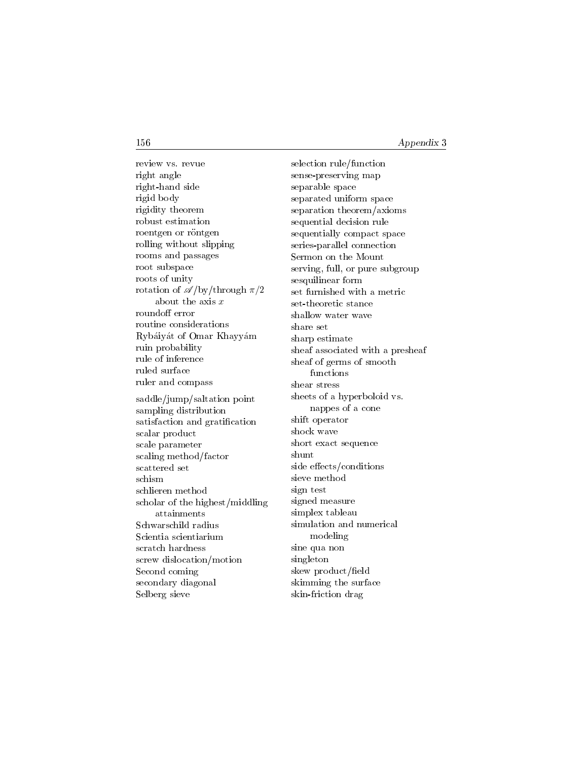review vs. revue
right angle
right-hand side
rigid body
rigidity theorem
robust estimation
roentgen or röntgen
rolling without slipping
rooms and passages
root subspace
roots of unity
rotation of $\mathscr{A}$/by/through $\pi/2$ about the axis $x$
roundoff error
routine considerations
Rybáiyát of Omar Khayyám
ruin probability
rule of inference
ruled surface
ruler and compass

saddle/jump/saltation point
sampling distribution
satisfaction and gratification
scalar product
scale parameter
scaling method/factor
scattered set
schism
schlieren method
scholar of the highest/middling attainments
Schwarschild radius
Scientia scientiarium
scratch hardness
screw dislocation/motion
Second coming
secondary diagonal
Selberg sieve
selection rule/function
sense-preserving map
separable space
separated uniform space
separation theorem/axioms
sequential decision rule
sequentially compact space
series-parallel connection
Sermon on the Mount
serving, full, or pure subgroup
sesquilinear form
set furnished with a metric
set-theoretic stance
shallow water wave
share set
sharp estimate
sheaf associated with a presheaf
sheaf of germs of smooth functions
shear stress
sheets of a hyperboloid vs. nappes of a cone
shift operator
shock wave
short exact sequence
shunt
side effects/conditions
sieve method
sign test
signed measure
simplex tableau
simulation and numerical modeling
sine qua non
singleton
skew product/field
skimming the surface
skin-friction drag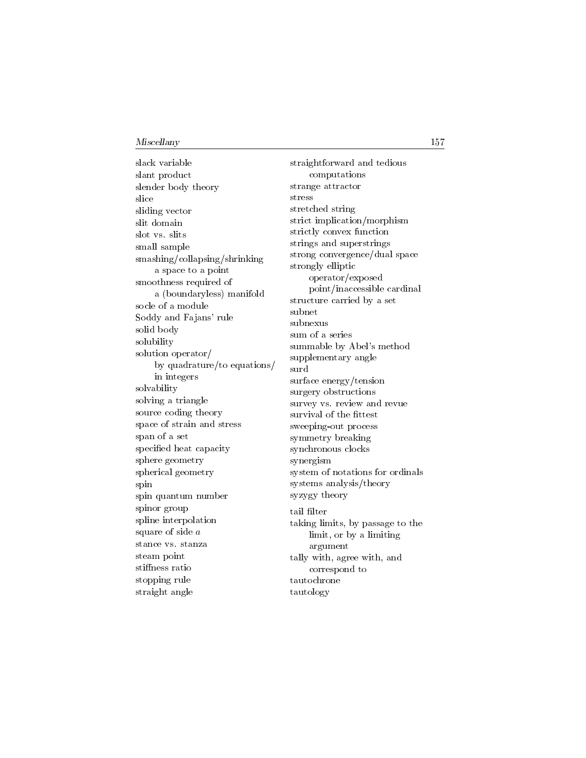slack variable
slant product
slender body theory
slice
sliding vector
slit domain
slot vs. slits
small sample
smashing/collapsing/shrinking a space to a point
smoothness required of a (boundaryless) manifold
socle of a module
Soddy and Fajans' rule
solid body
solubility
solution operator/ by quadrature/to equations/ in integers
solvability
solving a triangle
source coding theory
space of strain and stress
span of a set
specified heat capacity
sphere geometry
spherical geometry
spin
spin quantum number
spinor group
spline interpolation
square of side $a$
stance vs. stanza
steam point
stiffness ratio
stopping rule
straight angle
straightforward and tedious computations
strange attractor
stress
stretched string
strict implication/morphism
strictly convex function
strings and superstrings
strong convergence/dual space
strongly elliptic operator/exposed point/inaccessible cardinal
structure carried by a set
subnet
subnexus
sum of a series
summable by Abel's method
supplementary angle
surd
surface energy/tension
surgery obstructions
survey vs. review and revue
survival of the fittest
sweeping-out process
symmetry breaking
synchronous clocks
synergism
system of notations for ordinals
systems analysis/theory
syzygy theory

tail filter
taking limits, by passage to the limit, or by a limiting argument
tally with, agree with, and correspond to
tautochrone
tautology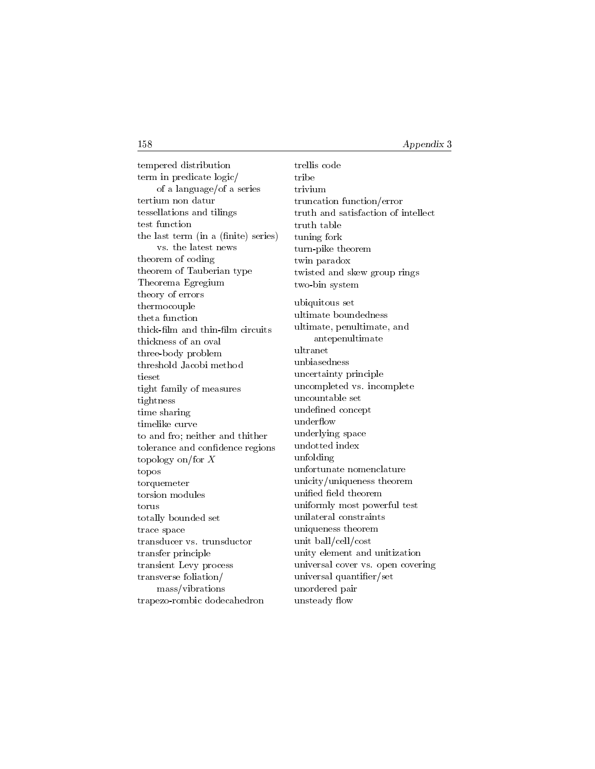tempered distribution
term in predicate logic/
 of a language/of a series
tertium non datur
tessellations and tilings
test function
the last term (in a (finite) series)
 vs. the latest news
theorem of coding
theorem of Tauberian type
Theorema Egregium
theory of errors
thermocouple
theta function
thick-film and thin-film circuits
thickness of an oval
three-body problem
threshold Jacobi method
tieset
tight family of measures
tightness
time sharing
timelike curve
to and fro; neither and thither
tolerance and confidence regions
topology on/for $X$
topos
torquemeter
torsion modules
torus
totally bounded set
trace space
transducer vs. transductor
transfer principle
transient Levy process
transverse foliation/
 mass/vibrations
trapezo-rombic dodecahedron
trellis code
tribe
trivium
truncation function/error
truth and satisfaction of intellect
truth table
tuning fork
turn-pike theorem
twin paradox
twisted and skew group rings
two-bin system

ubiquitous set
ultimate boundedness
ultimate, penultimate, and
 antepenultimate
ultranet
unbiasedness
uncertainty principle
uncompleted vs. incomplete
uncountable set
undefined concept
underflow
underlying space
undotted index
unfolding
unfortunate nomenclature
unicity/uniqueness theorem
unified field theorem
uniformly most powerful test
unilateral constraints
uniqueness theorem
unit ball/cell/cost
unity element and unitization
universal cover vs. open covering
universal quantifier/set
unordered pair
unsteady flow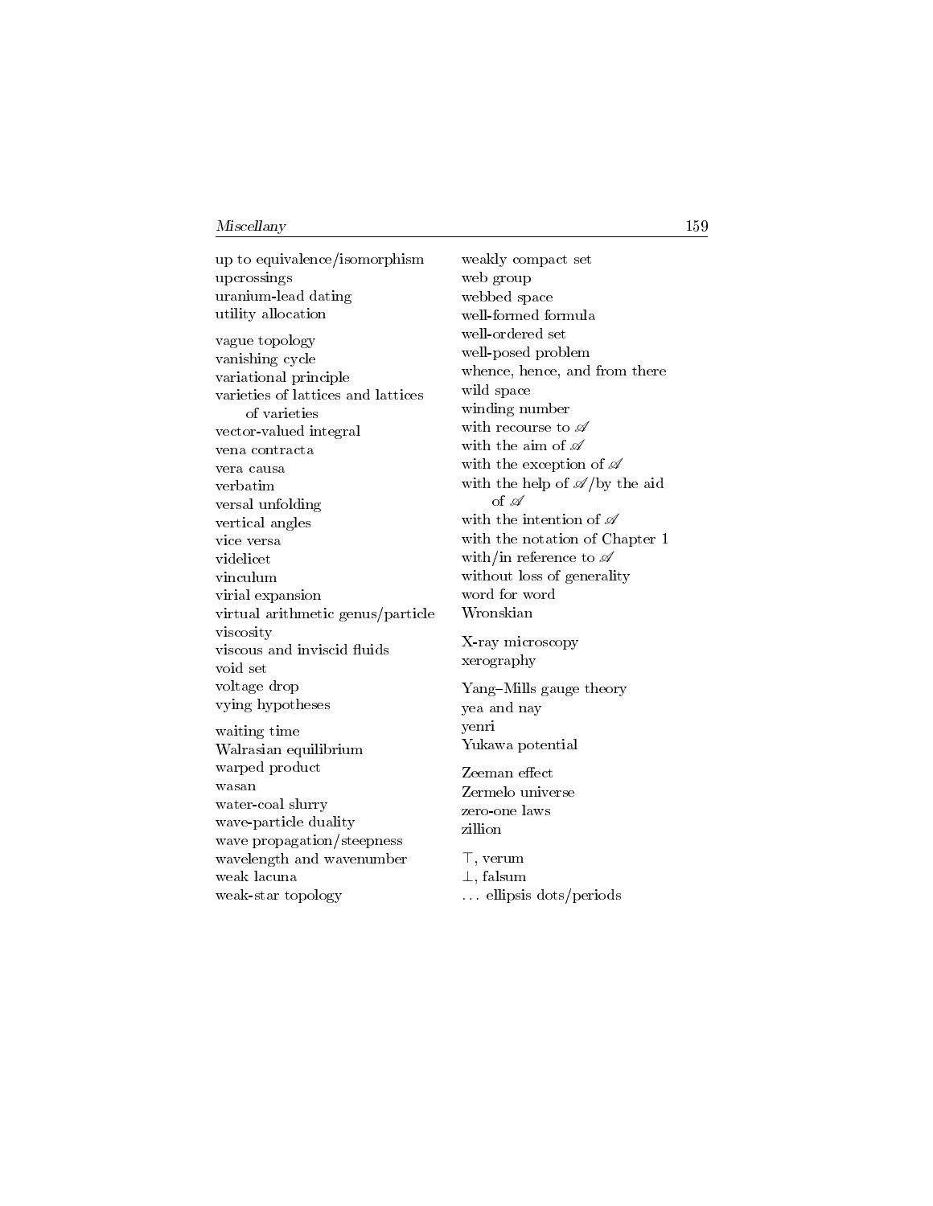up to equivalence/isomorphism
upcrossings
uranium-lead dating
utility allocation

vague topology
vanishing cycle
variational principle
varieties of lattices and lattices of varieties
vector-valued integral
vena contracta
vera causa
verbatim
versal unfolding
vertical angles
vice versa
videlicet
vinculum
virial expansion
virtual arithmetic genus/particle
viscosity
viscous and inviscid fluids
void set
voltage drop
vying hypotheses

waiting time
Walrasian equilibrium
warped product
wasan
water-coal slurry
wave-particle duality
wave propagation/steepness
wavelength and wavenumber
weak lacuna
weak-star topology
weakly compact set
web group
webbed space
well-formed formula
well-ordered set
well-posed problem
whence, hence, and from there
wild space
winding number
with recourse to $\mathscr{A}$
with the aim of $\mathscr{A}$
with the exception of $\mathscr{A}$
with the help of $\mathscr{A}$/by the aid of $\mathscr{A}$
with the intention of $\mathscr{A}$
with the notation of Chapter 1
with/in reference to $\mathscr{A}$
without loss of generality
word for word
Wronskian

X-ray microscopy
xerography

Yang–Mills gauge theory
yea and nay
yenri
Yukawa potential

Zeeman effect
Zermelo universe
zero-one laws
zillion

$\top$, verum
$\perp$, falsum
$\ldots$ ellipsis dots/periods